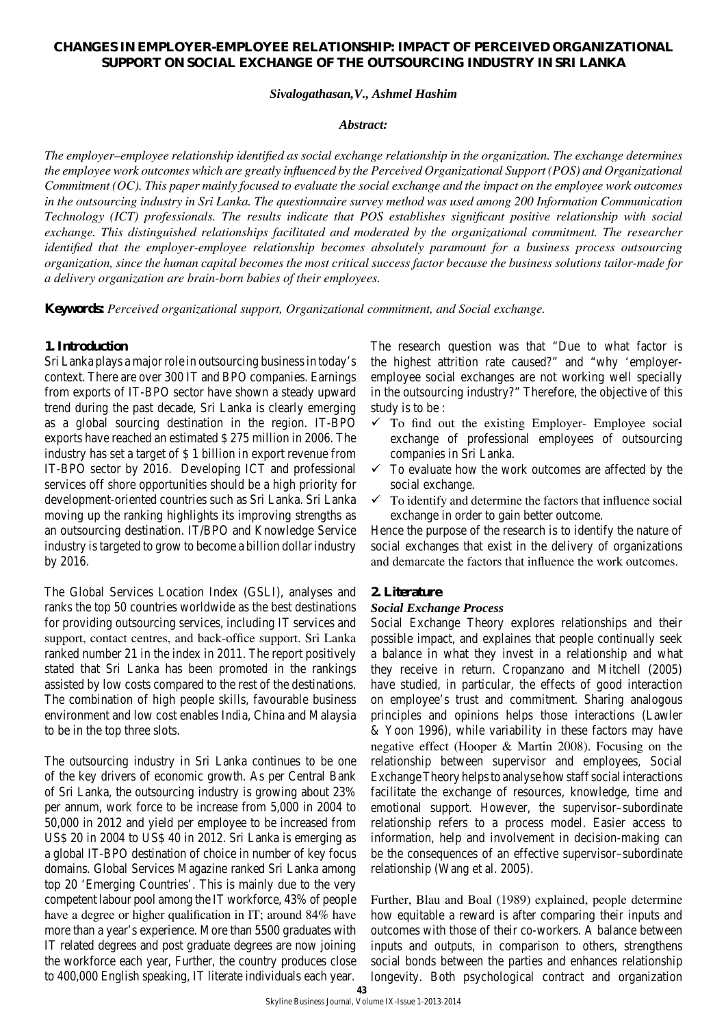# CHANGES IN EMPLOYER-EMPLOYEE RELATIONSHIP: IMPACT OF PERCEIVED ORGANIZATIONAL SUPPORT ON SOCIAL EXCHANGE OF THE OUTSOURCING INDUSTRY IN SRI LANKA

*Sivalogathasan,V., Ashmel Hashim*

***Abstract:***

*The employer–employee relationship identified as social exchange relationship in the organization. The exchange determines the employee work outcomes which are greatly influenced by the Perceived Organizational Support (POS) and Organizational Commitment (OC). This paper mainly focused to evaluate the social exchange and the impact on the employee work outcomes in the outsourcing industry in Sri Lanka. The questionnaire survey method was used among 200 Information Communication Technology (ICT) professionals. The results indicate that POS establishes significant positive relationship with social exchange. This distinguished relationships facilitated and moderated by the organizational commitment. The researcher identified that the employer-employee relationship becomes absolutely paramount for a business process outsourcing organization, since the human capital becomes the most critical success factor because the business solutions tailor-made for a delivery organization are brain-born babies of their employees.*

**Keywords:** *Perceived organizational support, Organizational commitment, and Social exchange.*

## 1. Introduction

Sri Lanka plays a major role in outsourcing business in today's context. There are over 300 IT and BPO companies. Earnings from exports of IT-BPO sector have shown a steady upward trend during the past decade, Sri Lanka is clearly emerging as a global sourcing destination in the region. IT-BPO exports have reached an estimated $ 275 million in 2006. The industry has set a target of $ 1 billion in export revenue from IT-BPO sector by 2016. Developing ICT and professional services off shore opportunities should be a high priority for development-oriented countries such as Sri Lanka. Sri Lanka moving up the ranking highlights its improving strengths as an outsourcing destination. IT/BPO and Knowledge Service industry is targeted to grow to become a billion dollar industry by 2016.

The Global Services Location Index (GSLI), analyses and ranks the top 50 countries worldwide as the best destinations for providing outsourcing services, including IT services and support, contact centres, and back-office support. Sri Lanka ranked number 21 in the index in 2011. The report positively stated that Sri Lanka has been promoted in the rankings assisted by low costs compared to the rest of the destinations. The combination of high people skills, favourable business environment and low cost enables India, China and Malaysia to be in the top three slots.

The outsourcing industry in Sri Lanka continues to be one of the key drivers of economic growth. As per Central Bank of Sri Lanka, the outsourcing industry is growing about 23% per annum, work force to be increase from 5,000 in 2004 to 50,000 in 2012 and yield per employee to be increased from US$ 20 in 2004 to US$ 40 in 2012. Sri Lanka is emerging as a global IT-BPO destination of choice in number of key focus domains. Global Services Magazine ranked Sri Lanka among top 20 'Emerging Countries'. This is mainly due to the very competent labour pool among the IT workforce, 43% of people have a degree or higher qualification in IT; around 84% have more than a year's experience. More than 5500 graduates with IT related degrees and post graduate degrees are now joining the workforce each year, Further, the country produces close to 400,000 English speaking, IT literate individuals each year.

The research question was that "Due to what factor is the highest attrition rate caused?" and "why 'employer-employee social exchanges are not working well specially in the outsourcing industry?" Therefore, the objective of this study is to be :

- ✓ To find out the existing Employer- Employee social exchange of professional employees of outsourcing companies in Sri Lanka.
- ✓ To evaluate how the work outcomes are affected by the social exchange.
- ✓ To identify and determine the factors that influence social exchange in order to gain better outcome.

Hence the purpose of the research is to identify the nature of social exchanges that exist in the delivery of organizations and demarcate the factors that influence the work outcomes.

## 2. Literature

### *Social Exchange Process*

Social Exchange Theory explores relationships and their possible impact, and explaines that people continually seek a balance in what they invest in a relationship and what they receive in return. Cropanzano and Mitchell (2005) have studied, in particular, the effects of good interaction on employee's trust and commitment. Sharing analogous principles and opinions helps those interactions (Lawler & Yoon 1996), while variability in these factors may have negative effect (Hooper & Martin 2008). Focusing on the relationship between supervisor and employees, Social Exchange Theory helps to analyse how staff social interactions facilitate the exchange of resources, knowledge, time and emotional support. However, the supervisor–subordinate relationship refers to a process model. Easier access to information, help and involvement in decision-making can be the consequences of an effective supervisor–subordinate relationship (Wang et al. 2005).

Further, Blau and Boal (1989) explained, people determine how equitable a reward is after comparing their inputs and outcomes with those of their co-workers. A balance between inputs and outputs, in comparison to others, strengthens social bonds between the parties and enhances relationship longevity. Both psychological contract and organization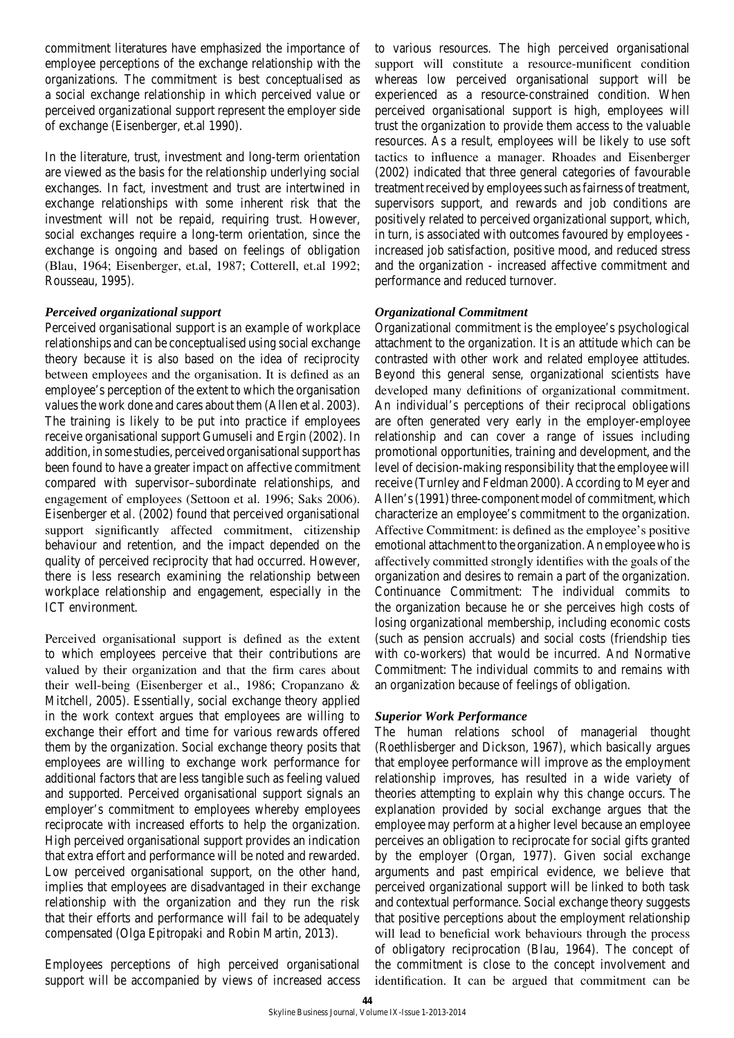commitment literatures have emphasized the importance of employee perceptions of the exchange relationship with the organizations. The commitment is best conceptualised as a social exchange relationship in which perceived value or perceived organizational support represent the employer side of exchange (Eisenberger, et.al 1990).

In the literature, trust, investment and long-term orientation are viewed as the basis for the relationship underlying social exchanges. In fact, investment and trust are intertwined in exchange relationships with some inherent risk that the investment will not be repaid, requiring trust. However, social exchanges require a long-term orientation, since the exchange is ongoing and based on feelings of obligation (Blau, 1964; Eisenberger, et.al, 1987; Cotterell, et.al 1992; Rousseau, 1995).

### *Perceived organizational support*

Perceived organisational support is an example of workplace relationships and can be conceptualised using social exchange theory because it is also based on the idea of reciprocity between employees and the organisation. It is defined as an employee's perception of the extent to which the organisation values the work done and cares about them (Allen et al. 2003). The training is likely to be put into practice if employees receive organisational support Gumuseli and Ergin (2002). In addition, in some studies, perceived organisational support has been found to have a greater impact on affective commitment compared with supervisor–subordinate relationships, and engagement of employees (Settoon et al. 1996; Saks 2006). Eisenberger et al. (2002) found that perceived organisational support significantly affected commitment, citizenship behaviour and retention, and the impact depended on the quality of perceived reciprocity that had occurred. However, there is less research examining the relationship between workplace relationship and engagement, especially in the ICT environment.

Perceived organisational support is defined as the extent to which employees perceive that their contributions are valued by their organization and that the firm cares about their well-being (Eisenberger et al., 1986; Cropanzano & Mitchell, 2005). Essentially, social exchange theory applied in the work context argues that employees are willing to exchange their effort and time for various rewards offered them by the organization. Social exchange theory posits that employees are willing to exchange work performance for additional factors that are less tangible such as feeling valued and supported. Perceived organisational support signals an employer's commitment to employees whereby employees reciprocate with increased efforts to help the organization. High perceived organisational support provides an indication that extra effort and performance will be noted and rewarded. Low perceived organisational support, on the other hand, implies that employees are disadvantaged in their exchange relationship with the organization and they run the risk that their efforts and performance will fail to be adequately compensated (Olga Epitropaki and Robin Martin, 2013).

Employees perceptions of high perceived organisational support will be accompanied by views of increased access to various resources. The high perceived organisational support will constitute a resource-munificent condition whereas low perceived organisational support will be experienced as a resource-constrained condition. When perceived organisational support is high, employees will trust the organization to provide them access to the valuable resources. As a result, employees will be likely to use soft tactics to influence a manager. Rhoades and Eisenberger (2002) indicated that three general categories of favourable treatment received by employees such as fairness of treatment, supervisors support, and rewards and job conditions are positively related to perceived organizational support, which, in turn, is associated with outcomes favoured by employees - increased job satisfaction, positive mood, and reduced stress and the organization - increased affective commitment and performance and reduced turnover.

### *Organizational Commitment*

Organizational commitment is the employee's psychological attachment to the organization. It is an attitude which can be contrasted with other work and related employee attitudes. Beyond this general sense, organizational scientists have developed many definitions of organizational commitment. An individual's perceptions of their reciprocal obligations are often generated very early in the employer-employee relationship and can cover a range of issues including promotional opportunities, training and development, and the level of decision-making responsibility that the employee will receive (Turnley and Feldman 2000). According to Meyer and Allen's (1991) three-component model of commitment, which characterize an employee's commitment to the organization. Affective Commitment: is defined as the employee's positive emotional attachment to the organization. An employee who is affectively committed strongly identifies with the goals of the organization and desires to remain a part of the organization. Continuance Commitment: The individual commits to the organization because he or she perceives high costs of losing organizational membership, including economic costs (such as pension accruals) and social costs (friendship ties with co-workers) that would be incurred. And Normative Commitment: The individual commits to and remains with an organization because of feelings of obligation.

### *Superior Work Performance*

The human relations school of managerial thought (Roethlisberger and Dickson, 1967), which basically argues that employee performance will improve as the employment relationship improves, has resulted in a wide variety of theories attempting to explain why this change occurs. The explanation provided by social exchange argues that the employee may perform at a higher level because an employee perceives an obligation to reciprocate for social gifts granted by the employer (Organ, 1977). Given social exchange arguments and past empirical evidence, we believe that perceived organizational support will be linked to both task and contextual performance. Social exchange theory suggests that positive perceptions about the employment relationship will lead to beneficial work behaviours through the process of obligatory reciprocation (Blau, 1964). The concept of the commitment is close to the concept involvement and identification. It can be argued that commitment can be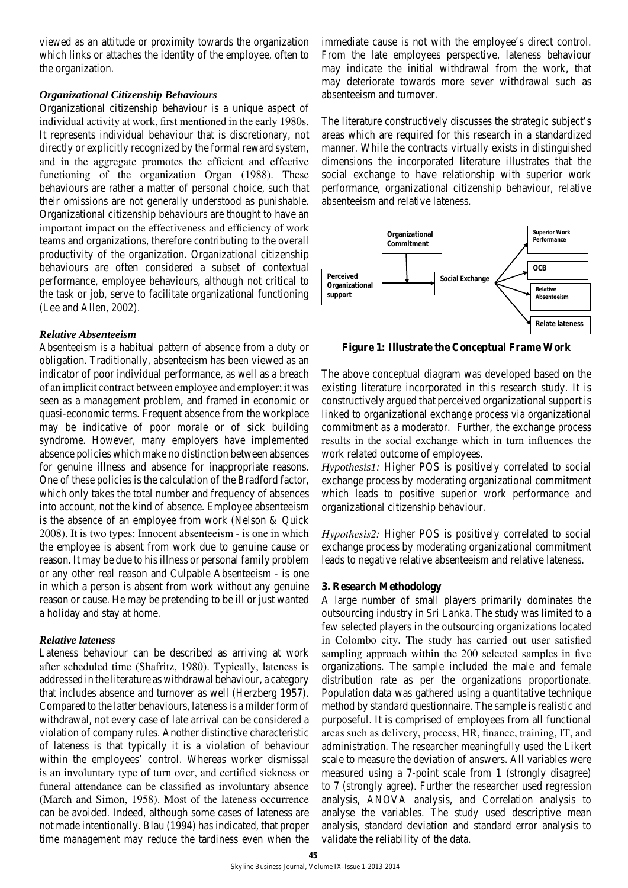viewed as an attitude or proximity towards the organization which links or attaches the identity of the employee, often to the organization.

### *Organizational Citizenship Behaviours*

Organizational citizenship behaviour is a unique aspect of individual activity at work, first mentioned in the early 1980s. It represents individual behaviour that is discretionary, not directly or explicitly recognized by the formal reward system, and in the aggregate promotes the efficient and effective functioning of the organization Organ (1988). These behaviours are rather a matter of personal choice, such that their omissions are not generally understood as punishable. Organizational citizenship behaviours are thought to have an important impact on the effectiveness and efficiency of work teams and organizations, therefore contributing to the overall productivity of the organization. Organizational citizenship behaviours are often considered a subset of contextual performance, employee behaviours, although not critical to the task or job, serve to facilitate organizational functioning (Lee and Allen, 2002).

### *Relative Absenteeism*

Absenteeism is a habitual pattern of absence from a duty or obligation. Traditionally, absenteeism has been viewed as an indicator of poor individual performance, as well as a breach of an implicit contract between employee and employer; it was seen as a management problem, and framed in economic or quasi-economic terms. Frequent absence from the workplace may be indicative of poor morale or of sick building syndrome. However, many employers have implemented absence policies which make no distinction between absences for genuine illness and absence for inappropriate reasons. One of these policies is the calculation of the Bradford factor, which only takes the total number and frequency of absences into account, not the kind of absence. Employee absenteeism is the absence of an employee from work (Nelson & Quick 2008). It is two types: Innocent absenteeism - is one in which the employee is absent from work due to genuine cause or reason. It may be due to his illness or personal family problem or any other real reason and Culpable Absenteeism - is one in which a person is absent from work without any genuine reason or cause. He may be pretending to be ill or just wanted a holiday and stay at home.

### *Relative lateness*

Lateness behaviour can be described as arriving at work after scheduled time (Shafritz, 1980). Typically, lateness is addressed in the literature as withdrawal behaviour, a category that includes absence and turnover as well (Herzberg 1957). Compared to the latter behaviours, lateness is a milder form of withdrawal, not every case of late arrival can be considered a violation of company rules. Another distinctive characteristic of lateness is that typically it is a violation of behaviour within the employees' control. Whereas worker dismissal is an involuntary type of turn over, and certified sickness or funeral attendance can be classified as involuntary absence (March and Simon, 1958). Most of the lateness occurrence can be avoided. Indeed, although some cases of lateness are not made intentionally. Blau (1994) has indicated, that proper time management may reduce the tardiness even when the immediate cause is not with the employee's direct control. From the late employees perspective, lateness behaviour may indicate the initial withdrawal from the work, that may deteriorate towards more sever withdrawal such as absenteeism and turnover.

The literature constructively discusses the strategic subject's areas which are required for this research in a standardized manner. While the contracts virtually exists in distinguished dimensions the incorporated literature illustrates that the social exchange to have relationship with superior work performance, organizational citizenship behaviour, relative absenteeism and relative lateness.

Perceived Organizational support → Social Exchange (moderated by Organizational Commitment) → Superior Work Performance; OCB; Relative Absenteeism; Relate lateness

**Figure 1: Illustrate the Conceptual Frame Work**

The above conceptual diagram was developed based on the existing literature incorporated in this research study. It is constructively argued that perceived organizational support is linked to organizational exchange process via organizational commitment as a moderator. Further, the exchange process results in the social exchange which in turn influences the work related outcome of employees.

*Hypothesis1:* Higher POS is positively correlated to social exchange process by moderating organizational commitment which leads to positive superior work performance and organizational citizenship behaviour.

*Hypothesis2:* Higher POS is positively correlated to social exchange process by moderating organizational commitment leads to negative relative absenteeism and relative lateness.

## 3. Research Methodology

A large number of small players primarily dominates the outsourcing industry in Sri Lanka. The study was limited to a few selected players in the outsourcing organizations located in Colombo city. The study has carried out user satisfied sampling approach within the 200 selected samples in five organizations. The sample included the male and female distribution rate as per the organizations proportionate. Population data was gathered using a quantitative technique method by standard questionnaire. The sample is realistic and purposeful. It is comprised of employees from all functional areas such as delivery, process, HR, finance, training, IT, and administration. The researcher meaningfully used the Likert scale to measure the deviation of answers. All variables were measured using a 7-point scale from 1 (strongly disagree) to 7 (strongly agree). Further the researcher used regression analysis, ANOVA analysis, and Correlation analysis to analyse the variables. The study used descriptive mean analysis, standard deviation and standard error analysis to validate the reliability of the data.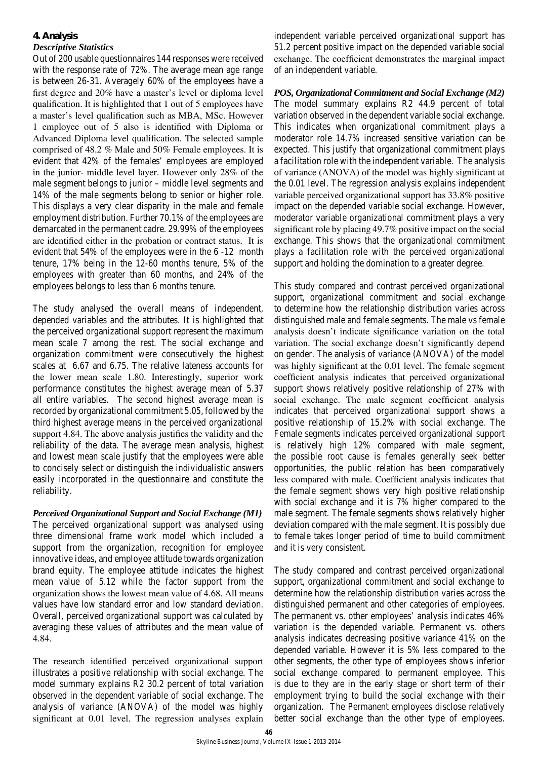## 4. Analysis

### *Descriptive Statistics*

Out of 200 usable questionnaires 144 responses were received with the response rate of 72%. The average mean age range is between 26-31. Averagely 60% of the employees have a first degree and 20% have a master's level or diploma level qualification. It is highlighted that 1 out of 5 employees have a master's level qualification such as MBA, MSc. However 1 employee out of 5 also is identified with Diploma or Advanced Diploma level qualification. The selected sample comprised of 48.2 % Male and 50% Female employees. It is evident that 42% of the females' employees are employed in the junior- middle level layer. However only 28% of the male segment belongs to junior – middle level segments and 14% of the male segments belong to senior or higher role. This displays a very clear disparity in the male and female employment distribution. Further 70.1% of the employees are demarcated in the permanent cadre. 29.99% of the employees are identified either in the probation or contract status. It is evident that 54% of the employees were in the 6 -12 month tenure, 17% being in the 12-60 months tenure, 5% of the employees with greater than 60 months, and 24% of the employees belongs to less than 6 months tenure.

The study analysed the overall means of independent, depended variables and the attributes. It is highlighted that the perceived organizational support represent the maximum mean scale 7 among the rest. The social exchange and organization commitment were consecutively the highest scales at 6.67 and 6.75. The relative lateness accounts for the lower mean scale 1.80. Interestingly, superior work performance constitutes the highest average mean of 5.37 all entire variables. The second highest average mean is recorded by organizational commitment 5.05, followed by the third highest average means in the perceived organizational support 4.84. The above analysis justifies the validity and the reliability of the data. The average mean analysis, highest and lowest mean scale justify that the employees were able to concisely select or distinguish the individualistic answers easily incorporated in the questionnaire and constitute the reliability.

### *Perceived Organizational Support and Social Exchange (M1)*

The perceived organizational support was analysed using three dimensional frame work model which included a support from the organization, recognition for employee innovative ideas, and employee attitude towards organization brand equity. The employee attitude indicates the highest mean value of 5.12 while the factor support from the organization shows the lowest mean value of 4.68. All means values have low standard error and low standard deviation. Overall, perceived organizational support was calculated by averaging these values of attributes and the mean value of 4.84.

The research identified perceived organizational support illustrates a positive relationship with social exchange. The model summary explains R2 30.2 percent of total variation observed in the dependent variable of social exchange. The analysis of variance (ANOVA) of the model was highly significant at 0.01 level. The regression analyses explain independent variable perceived organizational support has 51.2 percent positive impact on the depended variable social exchange. The coefficient demonstrates the marginal impact of an independent variable.

### *POS, Organizational Commitment and Social Exchange (M2)*

The model summary explains R2 44.9 percent of total variation observed in the dependent variable social exchange. This indicates when organizational commitment plays a moderator role 14.7% increased sensitive variation can be expected. This justify that organizational commitment plays a facilitation role with the independent variable. The analysis of variance (ANOVA) of the model was highly significant at the 0.01 level. The regression analysis explains independent variable perceived organizational support has 33.8% positive impact on the depended variable social exchange. However, moderator variable organizational commitment plays a very significant role by placing 49.7% positive impact on the social exchange. This shows that the organizational commitment plays a facilitation role with the perceived organizational support and holding the domination to a greater degree.

This study compared and contrast perceived organizational support, organizational commitment and social exchange to determine how the relationship distribution varies across distinguished male and female segments. The male vs female analysis doesn't indicate significance variation on the total variation. The social exchange doesn't significantly depend on gender. The analysis of variance (ANOVA) of the model was highly significant at the 0.01 level. The female segment coefficient analysis indicates that perceived organizational support shows relatively positive relationship of 27% with social exchange. The male segment coefficient analysis indicates that perceived organizational support shows a positive relationship of 15.2% with social exchange. The Female segments indicates perceived organizational support is relatively high 12% compared with male segment, the possible root cause is females generally seek better opportunities, the public relation has been comparatively less compared with male. Coefficient analysis indicates that the female segment shows very high positive relationship with social exchange and it is 7% higher compared to the male segment. The female segments shows relatively higher deviation compared with the male segment. It is possibly due to female takes longer period of time to build commitment and it is very consistent.

The study compared and contrast perceived organizational support, organizational commitment and social exchange to determine how the relationship distribution varies across the distinguished permanent and other categories of employees. The permanent vs. other employees' analysis indicates 46% variation is the depended variable. Permanent vs. others analysis indicates decreasing positive variance 41% on the depended variable. However it is 5% less compared to the other segments, the other type of employees shows inferior social exchange compared to permanent employee. This is due to they are in the early stage or short term of their employment trying to build the social exchange with their organization. The Permanent employees disclose relatively better social exchange than the other type of employees.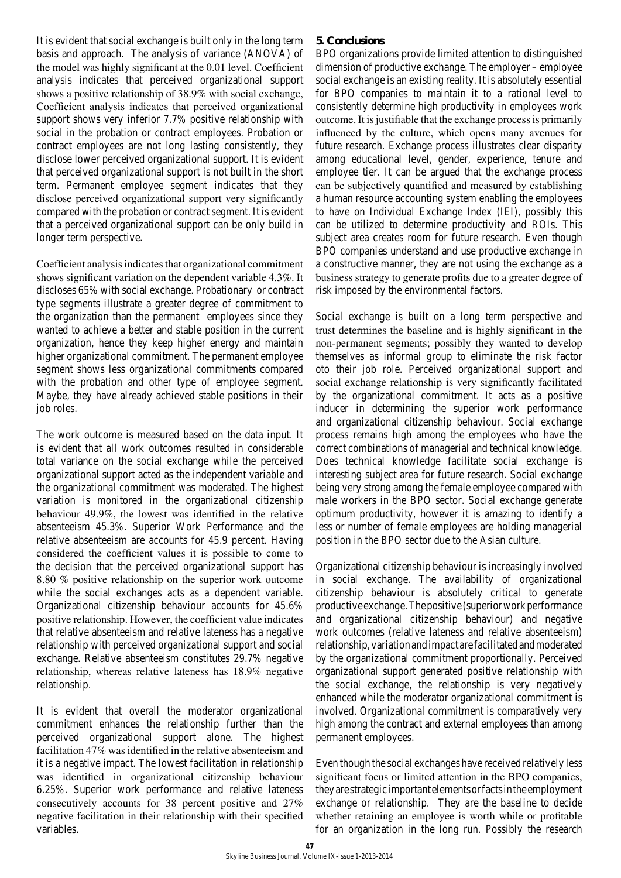It is evident that social exchange is built only in the long term basis and approach. The analysis of variance (ANOVA) of the model was highly significant at the 0.01 level. Coefficient analysis indicates that perceived organizational support shows a positive relationship of 38.9% with social exchange, Coefficient analysis indicates that perceived organizational support shows very inferior 7.7% positive relationship with social in the probation or contract employees. Probation or contract employees are not long lasting consistently, they disclose lower perceived organizational support. It is evident that perceived organizational support is not built in the short term. Permanent employee segment indicates that they disclose perceived organizational support very significantly compared with the probation or contract segment. It is evident that a perceived organizational support can be only build in longer term perspective.

Coefficient analysis indicates that organizational commitment shows significant variation on the dependent variable 4.3%. It discloses 65% with social exchange. Probationary or contract type segments illustrate a greater degree of commitment to the organization than the permanent employees since they wanted to achieve a better and stable position in the current organization, hence they keep higher energy and maintain higher organizational commitment. The permanent employee segment shows less organizational commitments compared with the probation and other type of employee segment. Maybe, they have already achieved stable positions in their job roles.

The work outcome is measured based on the data input. It is evident that all work outcomes resulted in considerable total variance on the social exchange while the perceived organizational support acted as the independent variable and the organizational commitment was moderated. The highest variation is monitored in the organizational citizenship behaviour 49.9%, the lowest was identified in the relative absenteeism 45.3%. Superior Work Performance and the relative absenteeism are accounts for 45.9 percent. Having considered the coefficient values it is possible to come to the decision that the perceived organizational support has 8.80 % positive relationship on the superior work outcome while the social exchanges acts as a dependent variable. Organizational citizenship behaviour accounts for 45.6% positive relationship. However, the coefficient value indicates that relative absenteeism and relative lateness has a negative relationship with perceived organizational support and social exchange. Relative absenteeism constitutes 29.7% negative relationship, whereas relative lateness has 18.9% negative relationship.

It is evident that overall the moderator organizational commitment enhances the relationship further than the perceived organizational support alone. The highest facilitation 47% was identified in the relative absenteeism and it is a negative impact. The lowest facilitation in relationship was identified in organizational citizenship behaviour 6.25%. Superior work performance and relative lateness consecutively accounts for 38 percent positive and 27% negative facilitation in their relationship with their specified variables.

## 5. Conclusions

BPO organizations provide limited attention to distinguished dimension of productive exchange. The employer – employee social exchange is an existing reality. It is absolutely essential for BPO companies to maintain it to a rational level to consistently determine high productivity in employees work outcome. It is justifiable that the exchange process is primarily influenced by the culture, which opens many avenues for future research. Exchange process illustrates clear disparity among educational level, gender, experience, tenure and employee tier. It can be argued that the exchange process can be subjectively quantified and measured by establishing a human resource accounting system enabling the employees to have on Individual Exchange Index (IEI), possibly this can be utilized to determine productivity and ROIs. This subject area creates room for future research. Even though BPO companies understand and use productive exchange in a constructive manner, they are not using the exchange as a business strategy to generate profits due to a greater degree of risk imposed by the environmental factors.

Social exchange is built on a long term perspective and trust determines the baseline and is highly significant in the non-permanent segments; possibly they wanted to develop themselves as informal group to eliminate the risk factor oto their job role. Perceived organizational support and social exchange relationship is very significantly facilitated by the organizational commitment. It acts as a positive inducer in determining the superior work performance and organizational citizenship behaviour. Social exchange process remains high among the employees who have the correct combinations of managerial and technical knowledge. Does technical knowledge facilitate social exchange is interesting subject area for future research. Social exchange being very strong among the female employee compared with male workers in the BPO sector. Social exchange generate optimum productivity, however it is amazing to identify a less or number of female employees are holding managerial position in the BPO sector due to the Asian culture.

Organizational citizenship behaviour is increasingly involved in social exchange. The availability of organizational citizenship behaviour is absolutely critical to generate productive exchange. The positive (superior work performance and organizational citizenship behaviour) and negative work outcomes (relative lateness and relative absenteeism) relationship, variation and impact are facilitated and moderated by the organizational commitment proportionally. Perceived organizational support generated positive relationship with the social exchange, the relationship is very negatively enhanced while the moderator organizational commitment is involved. Organizational commitment is comparatively very high among the contract and external employees than among permanent employees.

Even though the social exchanges have received relatively less significant focus or limited attention in the BPO companies, they are strategic important elements or facts in the employment exchange or relationship. They are the baseline to decide whether retaining an employee is worth while or profitable for an organization in the long run. Possibly the research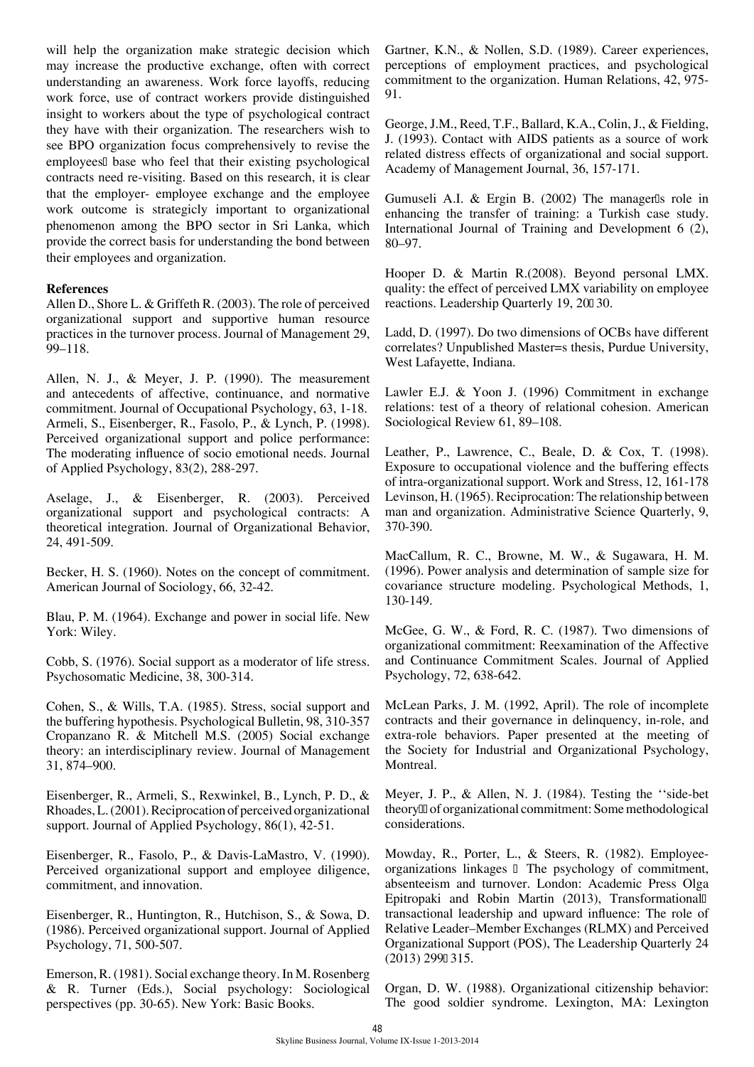will help the organization make strategic decision which may increase the productive exchange, often with correct understanding an awareness. Work force layoffs, reducing work force, use of contract workers provide distinguished insight to workers about the type of psychological contract they have with their organization. The researchers wish to see BPO organization focus comprehensively to revise the employees' base who feel that their existing psychological contracts need re-visiting. Based on this research, it is clear that the employer- employee exchange and the employee work outcome is strategicly important to organizational phenomenon among the BPO sector in Sri Lanka, which provide the correct basis for understanding the bond between their employees and organization.

**References**

Allen D., Shore L. & Griffeth R. (2003). The role of perceived organizational support and supportive human resource practices in the turnover process. Journal of Management 29, 99–118.

Allen, N. J., & Meyer, J. P. (1990). The measurement and antecedents of affective, continuance, and normative commitment. Journal of Occupational Psychology, 63, 1-18.

Armeli, S., Eisenberger, R., Fasolo, P., & Lynch, P. (1998). Perceived organizational support and police performance: The moderating influence of socio emotional needs. Journal of Applied Psychology, 83(2), 288-297.

Aselage, J., & Eisenberger, R. (2003). Perceived organizational support and psychological contracts: A theoretical integration. Journal of Organizational Behavior, 24, 491-509.

Becker, H. S. (1960). Notes on the concept of commitment. American Journal of Sociology, 66, 32-42.

Blau, P. M. (1964). Exchange and power in social life. New York: Wiley.

Cobb, S. (1976). Social support as a moderator of life stress. Psychosomatic Medicine, 38, 300-314.

Cohen, S., & Wills, T.A. (1985). Stress, social support and the buffering hypothesis. Psychological Bulletin, 98, 310-357

Cropanzano R. & Mitchell M.S. (2005) Social exchange theory: an interdisciplinary review. Journal of Management 31, 874–900.

Eisenberger, R., Armeli, S., Rexwinkel, B., Lynch, P. D., & Rhoades, L. (2001). Reciprocation of perceived organizational support. Journal of Applied Psychology, 86(1), 42-51.

Eisenberger, R., Fasolo, P., & Davis-LaMastro, V. (1990). Perceived organizational support and employee diligence, commitment, and innovation.

Eisenberger, R., Huntington, R., Hutchison, S., & Sowa, D. (1986). Perceived organizational support. Journal of Applied Psychology, 71, 500-507.

Emerson, R. (1981). Social exchange theory. In M. Rosenberg & R. Turner (Eds.), Social psychology: Sociological perspectives (pp. 30-65). New York: Basic Books.

Gartner, K.N., & Nollen, S.D. (1989). Career experiences, perceptions of employment practices, and psychological commitment to the organization. Human Relations, 42, 975-91.

George, J.M., Reed, T.F., Ballard, K.A., Colin, J., & Fielding, J. (1993). Contact with AIDS patients as a source of work related distress effects of organizational and social support. Academy of Management Journal, 36, 157-171.

Gumuseli A.I. & Ergin B. (2002) The manager's role in enhancing the transfer of training: a Turkish case study. International Journal of Training and Development 6 (2), 80–97.

Hooper D. & Martin R.(2008). Beyond personal LMX. quality: the effect of perceived LMX variability on employee reactions. Leadership Quarterly 19, 20–30.

Ladd, D. (1997). Do two dimensions of OCBs have different correlates? Unpublished Master=s thesis, Purdue University, West Lafayette, Indiana.

Lawler E.J. & Yoon J. (1996) Commitment in exchange relations: test of a theory of relational cohesion. American Sociological Review 61, 89–108.

Leather, P., Lawrence, C., Beale, D. & Cox, T. (1998). Exposure to occupational violence and the buffering effects of intra-organizational support. Work and Stress, 12, 161-178

Levinson, H. (1965). Reciprocation: The relationship between man and organization. Administrative Science Quarterly, 9, 370-390.

MacCallum, R. C., Browne, M. W., & Sugawara, H. M. (1996). Power analysis and determination of sample size for covariance structure modeling. Psychological Methods, 1, 130-149.

McGee, G. W., & Ford, R. C. (1987). Two dimensions of organizational commitment: Reexamination of the Affective and Continuance Commitment Scales. Journal of Applied Psychology, 72, 638-642.

McLean Parks, J. M. (1992, April). The role of incomplete contracts and their governance in delinquency, in-role, and extra-role behaviors. Paper presented at the meeting of the Society for Industrial and Organizational Psychology, Montreal.

Meyer, J. P., & Allen, N. J. (1984). Testing the ''side-bet theory'' of organizational commitment: Some methodological considerations.

Mowday, R., Porter, L., & Steers, R. (1982). Employee-organizations linkages – The psychology of commitment, absenteeism and turnover. London: Academic Press Olga Epitropaki and Robin Martin (2013), Transformational–transactional leadership and upward influence: The role of Relative Leader–Member Exchanges (RLMX) and Perceived Organizational Support (POS), The Leadership Quarterly 24 (2013) 299–315.

Organ, D. W. (1988). Organizational citizenship behavior: The good soldier syndrome. Lexington, MA: Lexington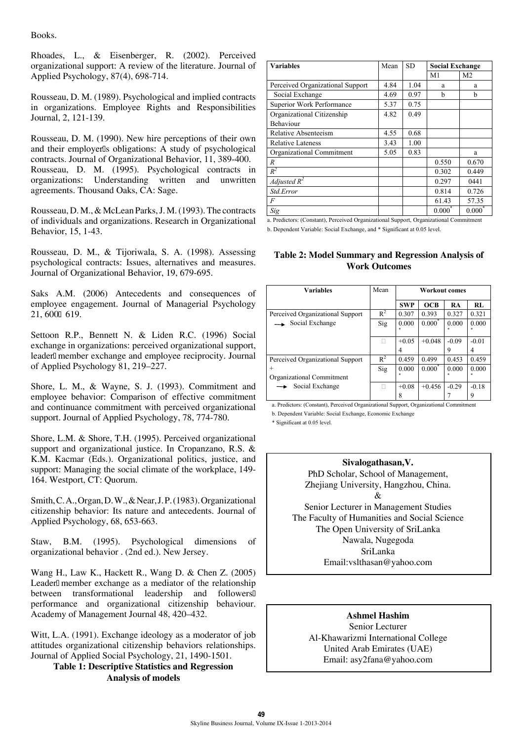Books.

Rhoades, L., & Eisenberger, R. (2002). Perceived organizational support: A review of the literature. Journal of Applied Psychology, 87(4), 698-714.

Rousseau, D. M. (1989). Psychological and implied contracts in organizations. Employee Rights and Responsibilities Journal, 2, 121-139.

Rousseau, D. M. (1990). New hire perceptions of their own and their employer's obligations: A study of psychological contracts. Journal of Organizational Behavior, 11, 389-400.

Rousseau, D. M. (1995). Psychological contracts in organizations: Understanding written and unwritten agreements. Thousand Oaks, CA: Sage.

Rousseau, D. M., & McLean Parks, J. M. (1993). The contracts of individuals and organizations. Research in Organizational Behavior, 15, 1-43.

Rousseau, D. M., & Tijoriwala, S. A. (1998). Assessing psychological contracts: Issues, alternatives and measures. Journal of Organizational Behavior, 19, 679-695.

Saks A.M. (2006) Antecedents and consequences of employee engagement. Journal of Managerial Psychology 21, 600 619.

Settoon R.P., Bennett N. & Liden R.C. (1996) Social exchange in organizations: perceived organizational support, leader member exchange and employee reciprocity. Journal of Applied Psychology 81, 219–227.

Shore, L. M., & Wayne, S. J. (1993). Commitment and employee behavior: Comparison of effective commitment and continuance commitment with perceived organizational support. Journal of Applied Psychology, 78, 774-780.

Shore, L.M. & Shore, T.H. (1995). Perceived organizational support and organizational justice. In Cropanzano, R.S. & K.M. Kacmar (Eds.). Organizational politics, justice, and support: Managing the social climate of the workplace, 149-164. Westport, CT: Quorum.

Smith, C. A., Organ, D. W., & Near, J. P. (1983). Organizational citizenship behavior: Its nature and antecedents. Journal of Applied Psychology, 68, 653-663.

Staw, B.M. (1995). Psychological dimensions of organizational behavior . (2nd ed.). New Jersey.

Wang H., Law K., Hackett R., Wang D. & Chen Z. (2005) Leader member exchange as a mediator of the relationship between transformational leadership and followers performance and organizational citizenship behaviour. Academy of Management Journal 48, 420–432.

Witt, L.A. (1991). Exchange ideology as a moderator of job attitudes organizational citizenship behaviors relationships. Journal of Applied Social Psychology, 21, 1490-1501.

**Table 1: Descriptive Statistics and Regression Analysis of models**

| Variables | Mean | SD | Social Exchange | |
|---|---|---|---|---|
| | | | M1 | M2 |
| Perceived Organizational Support | 4.84 | 1.04 | a | a |
| Social Exchange | 4.69 | 0.97 | b | b |
| Superior Work Performance | 5.37 | 0.75 | | |
| Organizational Citizenship Behaviour | 4.82 | 0.49 | | |
| Relative Absenteeism | 4.55 | 0.68 | | |
| Relative Lateness | 3.43 | 1.00 | | |
| Organizational Commitment | 5.05 | 0.83 | | a |
| *R* | | | 0.550 | 0.670 |
| $R^2$ | | | 0.302 | 0.449 |
| *Adjusted* $R^2$ | | | 0.297 | 0441 |
| *Std.Error* | | | 0.814 | 0.726 |
| *F* | | | 61.43 | 57.35 |
| *Sig* | | | 0.000* | 0.000* |

a. Predictors: (Constant), Perceived Organizational Support, Organizational Commitment

b. Dependent Variable: Social Exchange, and * Significant at 0.05 level.

**Table 2: Model Summary and Regression Analysis of Work Outcomes**

| Variables | Mean | Workout comes | | | |
|---|---|---|---|---|---|
| | | **SWP** | **OCB** | **RA** | **RL** |
| Perceived Organizational Support | $R^2$ | 0.307 | 0.393 | 0.327 | 0.321 |
| → Social Exchange | Sig | 0.000* | 0.000* | 0.000* | 0.000* |
| | | +0.054 | +0.048 | -0.099 | -0.014 |
| Perceived Organizational Support | $R^2$ | 0.459 | 0.499 | 0.453 | 0.459 |
| + Organizational Commitment | Sig | 0.000* | 0.000* | 0.000* | 0.000* |
| → Social Exchange | | +0.088 | +0.456 | -0.297 | -0.189 |

a. Predictors: (Constant), Perceived Organizational Support, Organizational Commitment

b. Dependent Variable: Social Exchange, Economic Exchange

* Significant at 0.05 level.

**Sivalogathasan,V.**
PhD Scholar, School of Management,
Zhejiang University, Hangzhou, China.
&
Senior Lecturer in Management Studies
The Faculty of Humanities and Social Science
The Open University of SriLanka
Nawala, Nugegoda
SriLanka
Email:vslthasan@yahoo.com

**Ashmel Hashim**
Senior Lecturer
Al-Khawarizmi International College
United Arab Emirates (UAE)
Email: asy2fana@yahoo.com